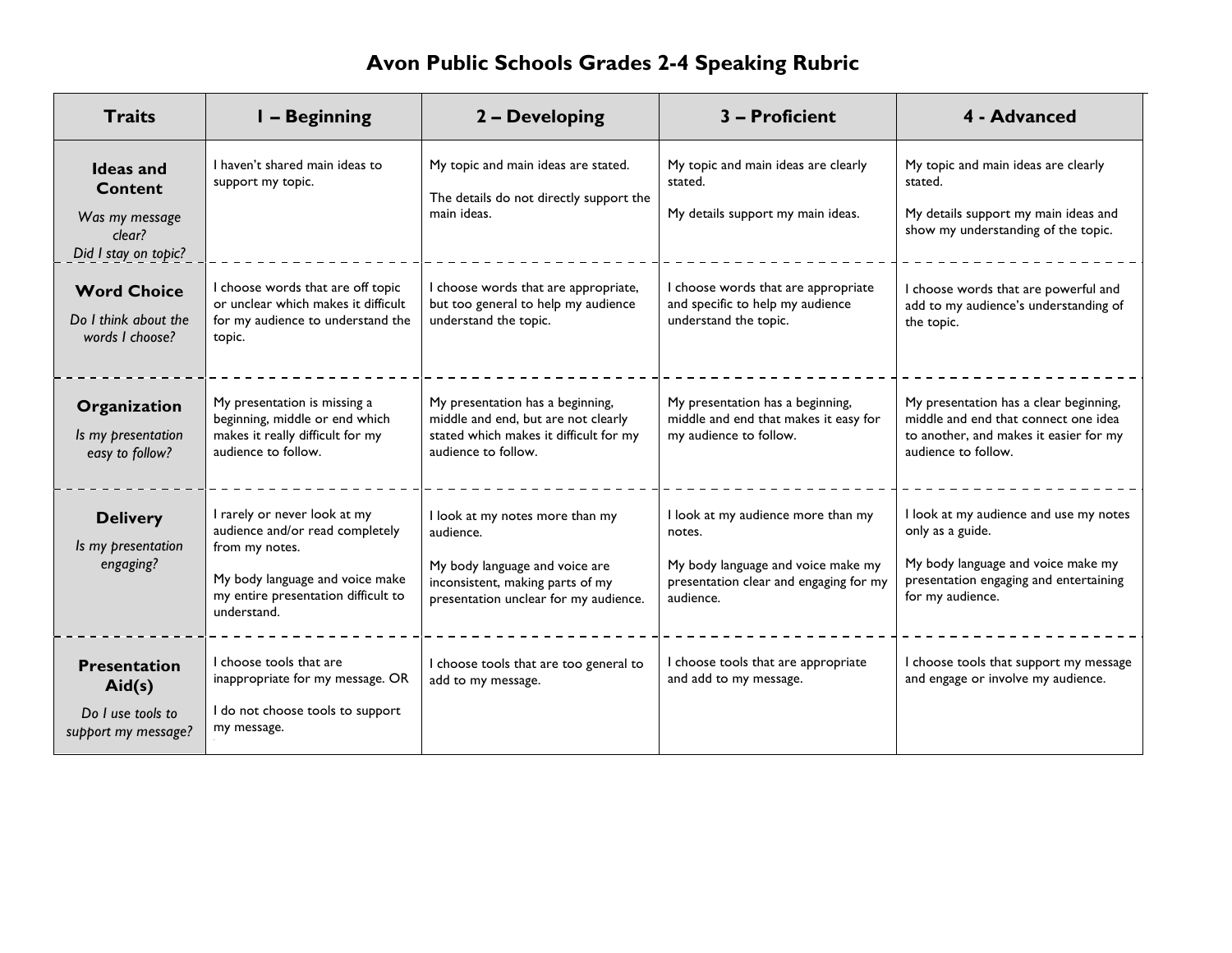# Avon Public Schools Grades 2-4 Speaking Rubric

| Traits | 1 – Beginning | 2 – Developing | 3 – Proficient | 4 - Advanced |
|---|---|---|---|---|
| **Ideas and Content**<br>*Was my message clear?*<br>*Did I stay on topic?* | I haven't shared main ideas to support my topic. | My topic and main ideas are stated.<br><br>The details do not directly support the main ideas. | My topic and main ideas are clearly stated.<br><br>My details support my main ideas. | My topic and main ideas are clearly stated.<br><br>My details support my main ideas and show my understanding of the topic. |
| **Word Choice**<br>*Do I think about the words I choose?* | I choose words that are off topic or unclear which makes it difficult for my audience to understand the topic. | I choose words that are appropriate, but too general to help my audience understand the topic. | I choose words that are appropriate and specific to help my audience understand the topic. | I choose words that are powerful and add to my audience's understanding of the topic. |
| **Organization**<br>*Is my presentation easy to follow?* | My presentation is missing a beginning, middle or end which makes it really difficult for my audience to follow. | My presentation has a beginning, middle and end, but are not clearly stated which makes it difficult for my audience to follow. | My presentation has a beginning, middle and end that makes it easy for my audience to follow. | My presentation has a clear beginning, middle and end that connect one idea to another, and makes it easier for my audience to follow. |
| **Delivery**<br>*Is my presentation engaging?* | I rarely or never look at my audience and/or read completely from my notes.<br><br>My body language and voice make my entire presentation difficult to understand. | I look at my notes more than my audience.<br><br>My body language and voice are inconsistent, making parts of my presentation unclear for my audience. | I look at my audience more than my notes.<br><br>My body language and voice make my presentation clear and engaging for my audience. | I look at my audience and use my notes only as a guide.<br><br>My body language and voice make my presentation engaging and entertaining for my audience. |
| **Presentation Aid(s)**<br>*Do I use tools to support my message?* | I choose tools that are inappropriate for my message. OR<br><br>I do not choose tools to support my message. | I choose tools that are too general to add to my message. | I choose tools that are appropriate and add to my message. | I choose tools that support my message and engage or involve my audience. |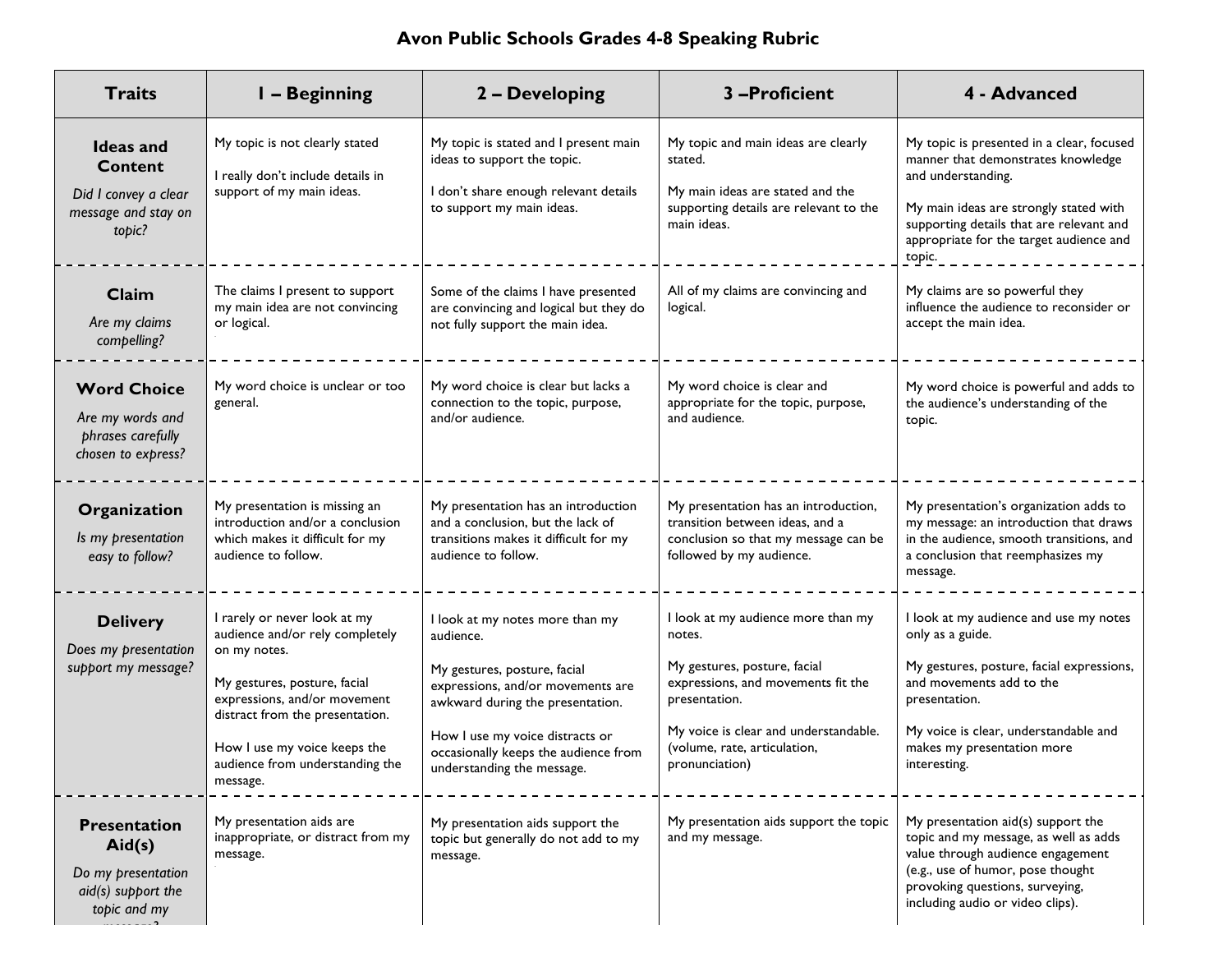# Avon Public Schools Grades 4-8 Speaking Rubric

| Traits | 1 – Beginning | 2 – Developing | 3 –Proficient | 4 - Advanced |
|---|---|---|---|---|
| **Ideas and Content** *Did I convey a clear message and stay on topic?* | My topic is not clearly stated<br><br>I really don't include details in support of my main ideas. | My topic is stated and I present main ideas to support the topic.<br><br>I don't share enough relevant details to support my main ideas. | My topic and main ideas are clearly stated.<br><br>My main ideas are stated and the supporting details are relevant to the main ideas. | My topic is presented in a clear, focused manner that demonstrates knowledge and understanding.<br><br>My main ideas are strongly stated with supporting details that are relevant and appropriate for the target audience and topic. |
| **Claim** *Are my claims compelling?* | The claims I present to support my main idea are not convincing or logical. | Some of the claims I have presented are convincing and logical but they do not fully support the main idea. | All of my claims are convincing and logical. | My claims are so powerful they influence the audience to reconsider or accept the main idea. |
| **Word Choice** *Are my words and phrases carefully chosen to express?* | My word choice is unclear or too general. | My word choice is clear but lacks a connection to the topic, purpose, and/or audience. | My word choice is clear and appropriate for the topic, purpose, and audience. | My word choice is powerful and adds to the audience's understanding of the topic. |
| **Organization** *Is my presentation easy to follow?* | My presentation is missing an introduction and/or a conclusion which makes it difficult for my audience to follow. | My presentation has an introduction and a conclusion, but the lack of transitions makes it difficult for my audience to follow. | My presentation has an introduction, transition between ideas, and a conclusion so that my message can be followed by my audience. | My presentation's organization adds to my message: an introduction that draws in the audience, smooth transitions, and a conclusion that reemphasizes my message. |
| **Delivery** *Does my presentation support my message?* | I rarely or never look at my audience and/or rely completely on my notes.<br><br>My gestures, posture, facial expressions, and/or movement distract from the presentation.<br><br>How I use my voice keeps the audience from understanding the message. | I look at my notes more than my audience.<br><br>My gestures, posture, facial expressions, and/or movements are awkward during the presentation.<br><br>How I use my voice distracts or occasionally keeps the audience from understanding the message. | I look at my audience more than my notes.<br><br>My gestures, posture, facial expressions, and movements fit the presentation.<br><br>My voice is clear and understandable. (volume, rate, articulation, pronunciation) | I look at my audience and use my notes only as a guide.<br><br>My gestures, posture, facial expressions, and movements add to the presentation.<br><br>My voice is clear, understandable and makes my presentation more interesting. |
| **Presentation Aid(s)** *Do my presentation aid(s) support the topic and my message?* | My presentation aids are inappropriate, or distract from my message. | My presentation aids support the topic but generally do not add to my message. | My presentation aids support the topic and my message. | My presentation aid(s) support the topic and my message, as well as adds value through audience engagement (e.g., use of humor, pose thought provoking questions, surveying, including audio or video clips). |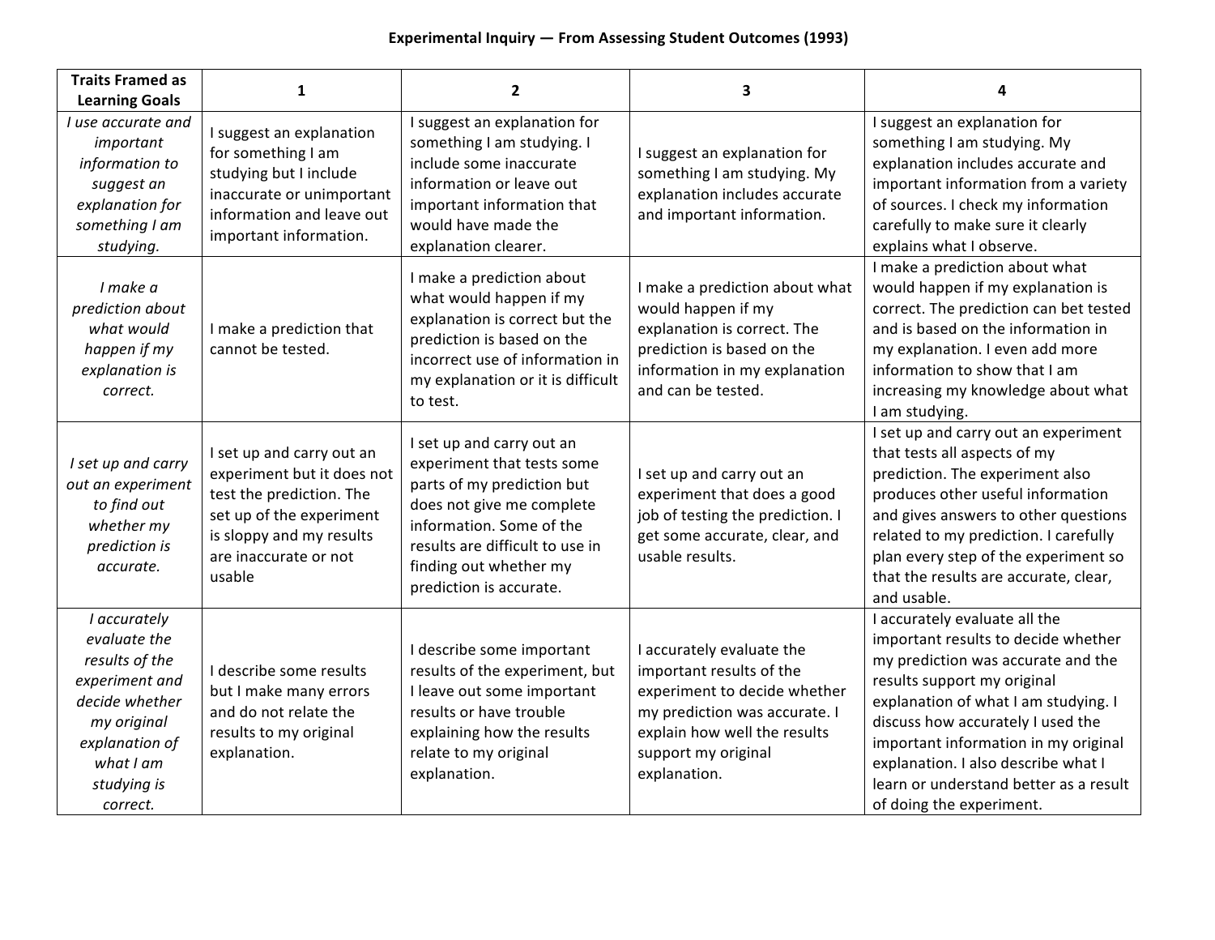**Experimental Inquiry — From Assessing Student Outcomes (1993)**

| Traits Framed as Learning Goals | 1 | 2 | 3 | 4 |
|---|---|---|---|---|
| *I use accurate and important information to suggest an explanation for something I am studying.* | I suggest an explanation for something I am studying but I include inaccurate or unimportant information and leave out important information. | I suggest an explanation for something I am studying. I include some inaccurate information or leave out important information that would have made the explanation clearer. | I suggest an explanation for something I am studying. My explanation includes accurate and important information. | I suggest an explanation for something I am studying. My explanation includes accurate and important information from a variety of sources. I check my information carefully to make sure it clearly explains what I observe. |
| *I make a prediction about what would happen if my explanation is correct.* | I make a prediction that cannot be tested. | I make a prediction about what would happen if my explanation is correct but the prediction is based on the incorrect use of information in my explanation or it is difficult to test. | I make a prediction about what would happen if my explanation is correct. The prediction is based on the information in my explanation and can be tested. | I make a prediction about what would happen if my explanation is correct. The prediction can bet tested and is based on the information in my explanation. I even add more information to show that I am increasing my knowledge about what I am studying. |
| *I set up and carry out an experiment to find out whether my prediction is accurate.* | I set up and carry out an experiment but it does not test the prediction. The set up of the experiment is sloppy and my results are inaccurate or not usable | I set up and carry out an experiment that tests some parts of my prediction but does not give me complete information. Some of the results are difficult to use in finding out whether my prediction is accurate. | I set up and carry out an experiment that does a good job of testing the prediction. I get some accurate, clear, and usable results. | I set up and carry out an experiment that tests all aspects of my prediction. The experiment also produces other useful information and gives answers to other questions related to my prediction. I carefully plan every step of the experiment so that the results are accurate, clear, and usable. |
| *I accurately evaluate the results of the experiment and decide whether my original explanation of what I am studying is correct.* | I describe some results but I make many errors and do not relate the results to my original explanation. | I describe some important results of the experiment, but I leave out some important results or have trouble explaining how the results relate to my original explanation. | I accurately evaluate the important results of the experiment to decide whether my prediction was accurate. I explain how well the results support my original explanation. | I accurately evaluate all the important results to decide whether my prediction was accurate and the results support my original explanation of what I am studying. I discuss how accurately I used the important information in my original explanation. I also describe what I learn or understand better as a result of doing the experiment. |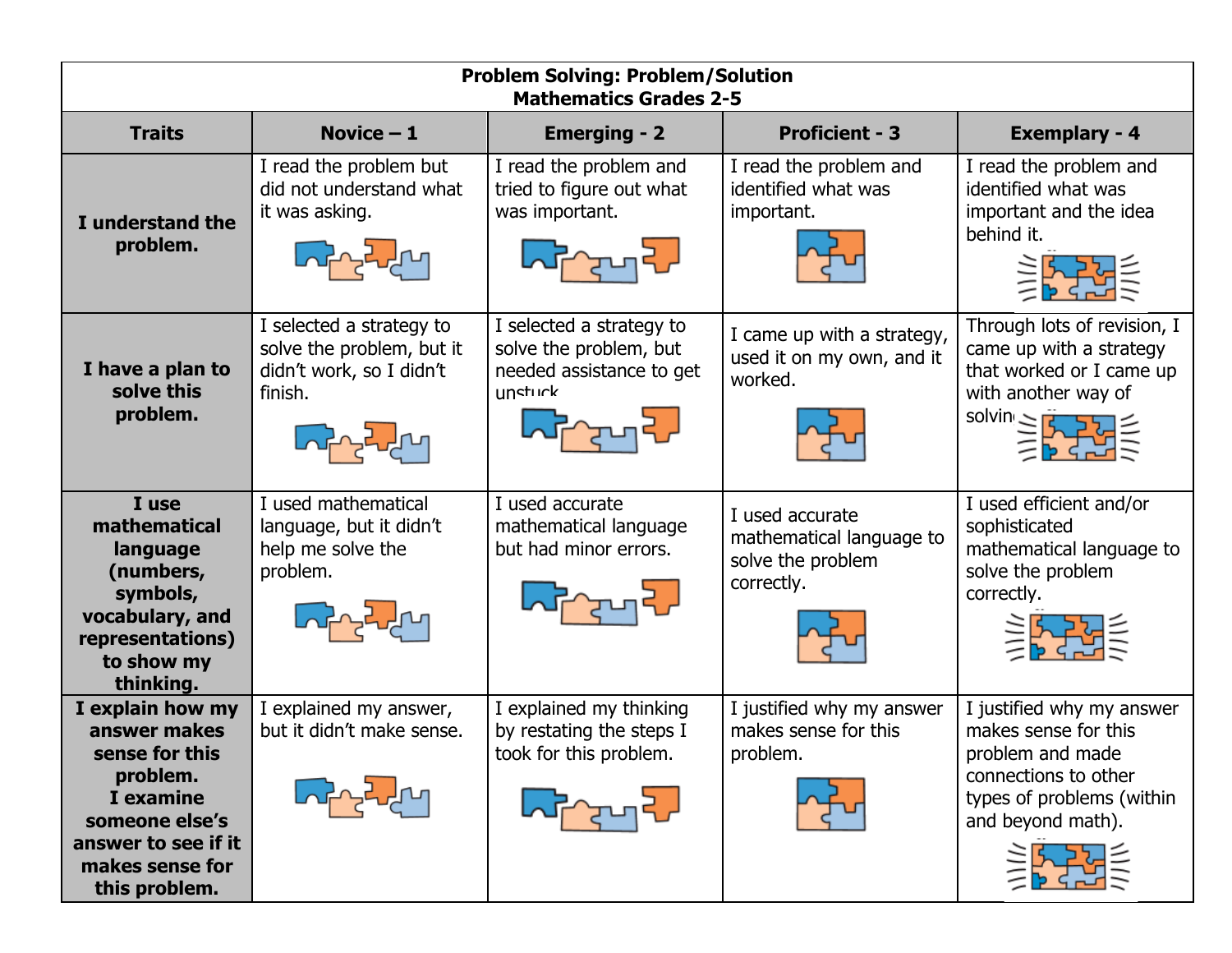| Problem Solving: Problem/Solution<br>Mathematics Grades 2-5 | | | | |
|---|---|---|---|---|
| **Traits** | **Novice – 1** | **Emerging - 2** | **Proficient - 3** | **Exemplary - 4** |
| **I understand the problem.** | I read the problem but did not understand what it was asking. | I read the problem and tried to figure out what was important. | I read the problem and identified what was important. | I read the problem and identified what was important and the idea behind it. |
| **I have a plan to solve this problem.** | I selected a strategy to solve the problem, but it didn't work, so I didn't finish. | I selected a strategy to solve the problem, but needed assistance to get unstuck. | I came up with a strategy, used it on my own, and it worked. | Through lots of revision, I came up with a strategy that worked or I came up with another way of solving |
| **I use mathematical language (numbers, symbols, vocabulary, and representations) to show my thinking.** | I used mathematical language, but it didn't help me solve the problem. | I used accurate mathematical language but had minor errors. | I used accurate mathematical language to solve the problem correctly. | I used efficient and/or sophisticated mathematical language to solve the problem correctly. |
| **I explain how my answer makes sense for this problem. I examine someone else's answer to see if it makes sense for this problem.** | I explained my answer, but it didn't make sense. | I explained my thinking by restating the steps I took for this problem. | I justified why my answer makes sense for this problem. | I justified why my answer makes sense for this problem and made connections to other types of problems (within and beyond math). |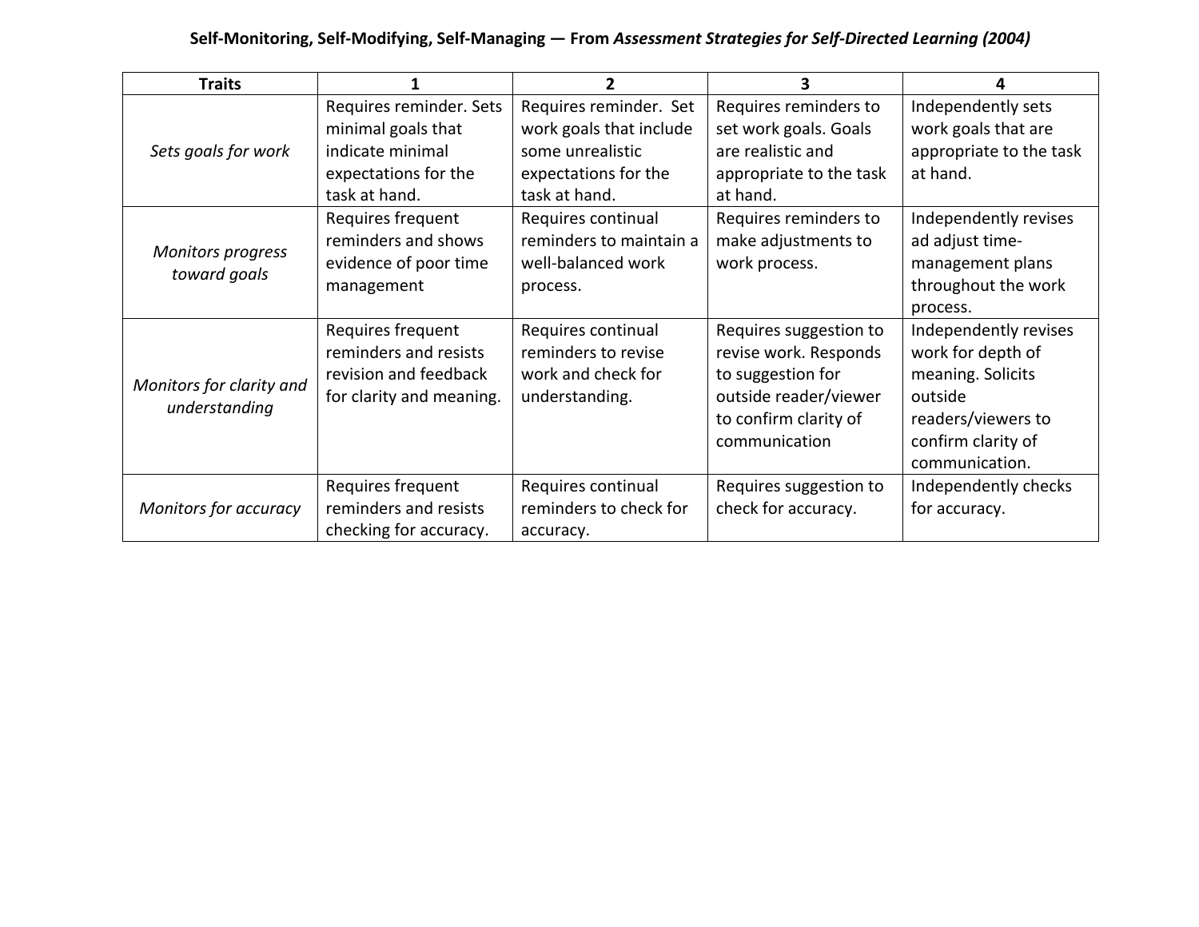**Self-Monitoring, Self-Modifying, Self-Managing — From *Assessment Strategies for Self-Directed Learning (2004)***

| Traits | 1 | 2 | 3 | 4 |
|---|---|---|---|---|
| *Sets goals for work* | Requires reminder. Sets minimal goals that indicate minimal expectations for the task at hand. | Requires reminder. Set work goals that include some unrealistic expectations for the task at hand. | Requires reminders to set work goals. Goals are realistic and appropriate to the task at hand. | Independently sets work goals that are appropriate to the task at hand. |
| *Monitors progress toward goals* | Requires frequent reminders and shows evidence of poor time management | Requires continual reminders to maintain a well-balanced work process. | Requires reminders to make adjustments to work process. | Independently revises ad adjust time-management plans throughout the work process. |
| *Monitors for clarity and understanding* | Requires frequent reminders and resists revision and feedback for clarity and meaning. | Requires continual reminders to revise work and check for understanding. | Requires suggestion to revise work. Responds to suggestion for outside reader/viewer to confirm clarity of communication | Independently revises work for depth of meaning. Solicits outside readers/viewers to confirm clarity of communication. |
| *Monitors for accuracy* | Requires frequent reminders and resists checking for accuracy. | Requires continual reminders to check for accuracy. | Requires suggestion to check for accuracy. | Independently checks for accuracy. |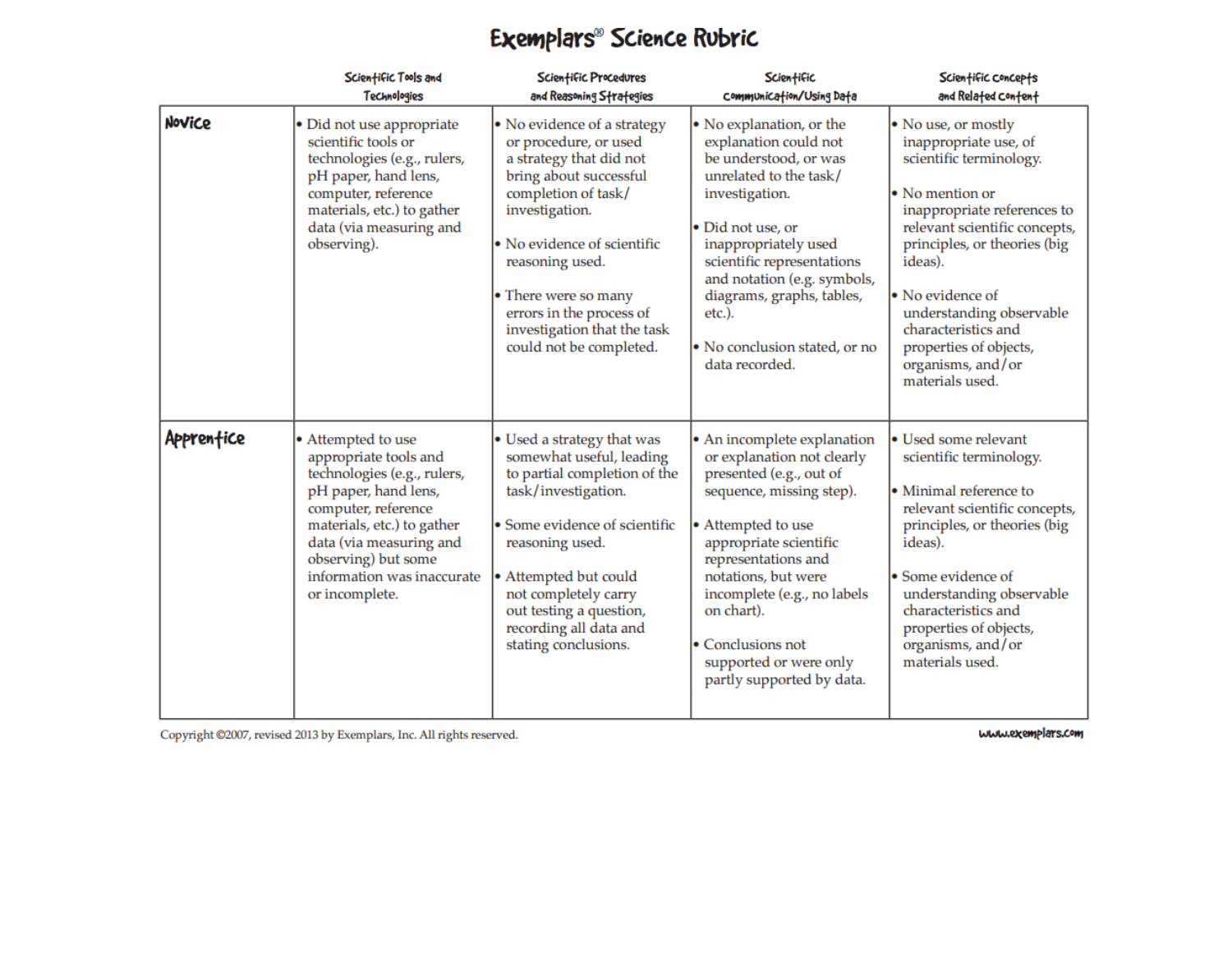# Exemplars® Science Rubric

| | Scientific Tools and Technologies | Scientific Procedures and Reasoning Strategies | Scientific Communication/Using Data | Scientific Concepts and Related Content |
|---|---|---|---|---|
| **Novice** | • Did not use appropriate scientific tools or technologies (e.g., rulers, pH paper, hand lens, computer, reference materials, etc.) to gather data (via measuring and observing). | • No evidence of a strategy or procedure, or used a strategy that did not bring about successful completion of task/investigation.<br><br>• No evidence of scientific reasoning used.<br><br>• There were so many errors in the process of investigation that the task could not be completed. | • No explanation, or the explanation could not be understood, or was unrelated to the task/investigation.<br><br>• Did not use, or inappropriately used scientific representations and notation (e.g. symbols, diagrams, graphs, tables, etc.).<br><br>• No conclusion stated, or no data recorded. | • No use, or mostly inappropriate use, of scientific terminology.<br><br>• No mention or inappropriate references to relevant scientific concepts, principles, or theories (big ideas).<br><br>• No evidence of understanding observable characteristics and properties of objects, organisms, and/or materials used. |
| **Apprentice** | • Attempted to use appropriate tools and technologies (e.g., rulers, pH paper, hand lens, computer, reference materials, etc.) to gather data (via measuring and observing) but some information was inaccurate or incomplete. | • Used a strategy that was somewhat useful, leading to partial completion of the task/investigation.<br><br>• Some evidence of scientific reasoning used.<br><br>• Attempted but could not completely carry out testing a question, recording all data and stating conclusions. | • An incomplete explanation or explanation not clearly presented (e.g., out of sequence, missing step).<br><br>• Attempted to use appropriate scientific representations and notations, but were incomplete (e.g., no labels on chart).<br><br>• Conclusions not supported or were only partly supported by data. | • Used some relevant scientific terminology.<br><br>• Minimal reference to relevant scientific concepts, principles, or theories (big ideas).<br><br>• Some evidence of understanding observable characteristics and properties of objects, organisms, and/or materials used. |

Copyright ©2007, revised 2013 by Exemplars, Inc. All rights reserved.

www.exemplars.com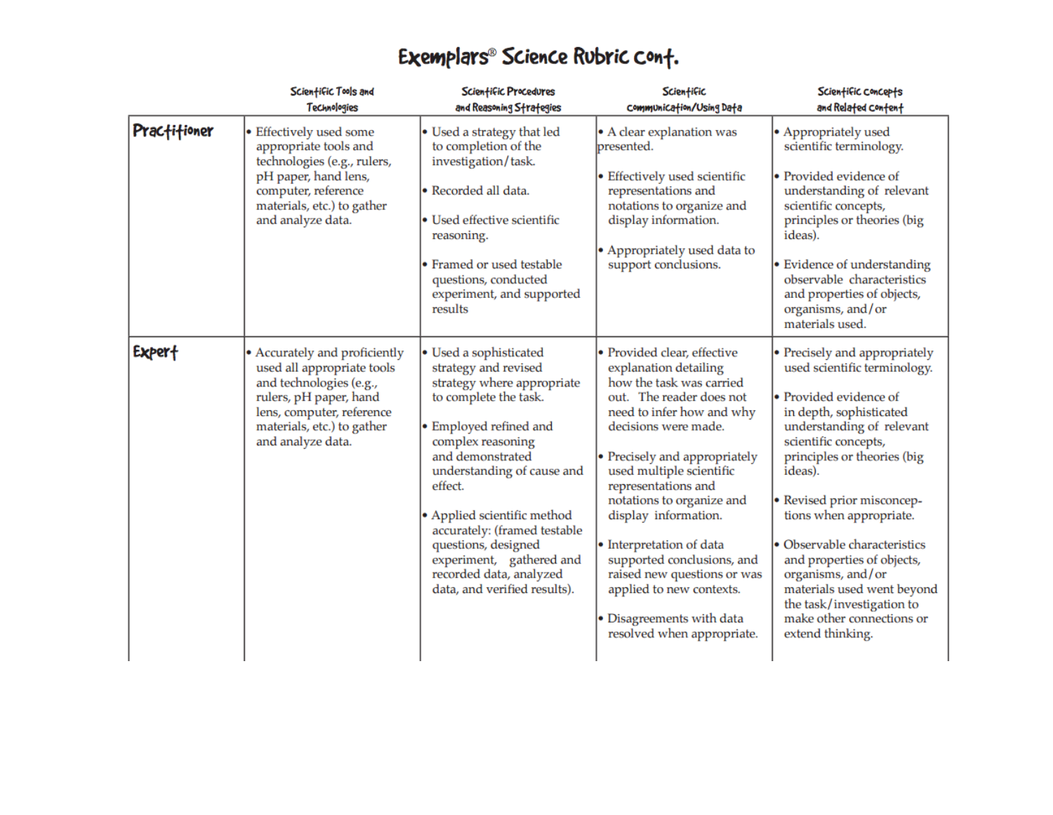# Exemplars® Science Rubric cont.

| | Scientific Tools and Technologies | Scientific Procedures and Reasoning Strategies | Scientific Communication/Using Data | Scientific Concepts and Related Content |
|---|---|---|---|---|
| **Practitioner** | • Effectively used some appropriate tools and technologies (e.g., rulers, pH paper, hand lens, computer, reference materials, etc.) to gather and analyze data. | • Used a strategy that led to completion of the investigation/task.<br><br>• Recorded all data.<br><br>• Used effective scientific reasoning.<br><br>• Framed or used testable questions, conducted experiment, and supported results | • A clear explanation was presented.<br><br>• Effectively used scientific representations and notations to organize and display information.<br><br>• Appropriately used data to support conclusions. | • Appropriately used scientific terminology.<br><br>• Provided evidence of understanding of relevant scientific concepts, principles or theories (big ideas).<br><br>• Evidence of understanding observable characteristics and properties of objects, organisms, and/or materials used. |
| **Expert** | • Accurately and proficiently used all appropriate tools and technologies (e.g., rulers, pH paper, hand lens, computer, reference materials, etc.) to gather and analyze data. | • Used a sophisticated strategy and revised strategy where appropriate to complete the task.<br><br>• Employed refined and complex reasoning and demonstrated understanding of cause and effect.<br><br>• Applied scientific method accurately: (framed testable questions, designed experiment, gathered and recorded data, analyzed data, and verified results). | • Provided clear, effective explanation detailing how the task was carried out. The reader does not need to infer how and why decisions were made.<br><br>• Precisely and appropriately used multiple scientific representations and notations to organize and display information.<br><br>• Interpretation of data supported conclusions, and raised new questions or was applied to new contexts.<br><br>• Disagreements with data resolved when appropriate. | • Precisely and appropriately used scientific terminology.<br><br>• Provided evidence of in depth, sophisticated understanding of relevant scientific concepts, principles or theories (big ideas).<br><br>• Revised prior misconceptions when appropriate.<br><br>• Observable characteristics and properties of objects, organisms, and/or materials used went beyond the task/investigation to make other connections or extend thinking. |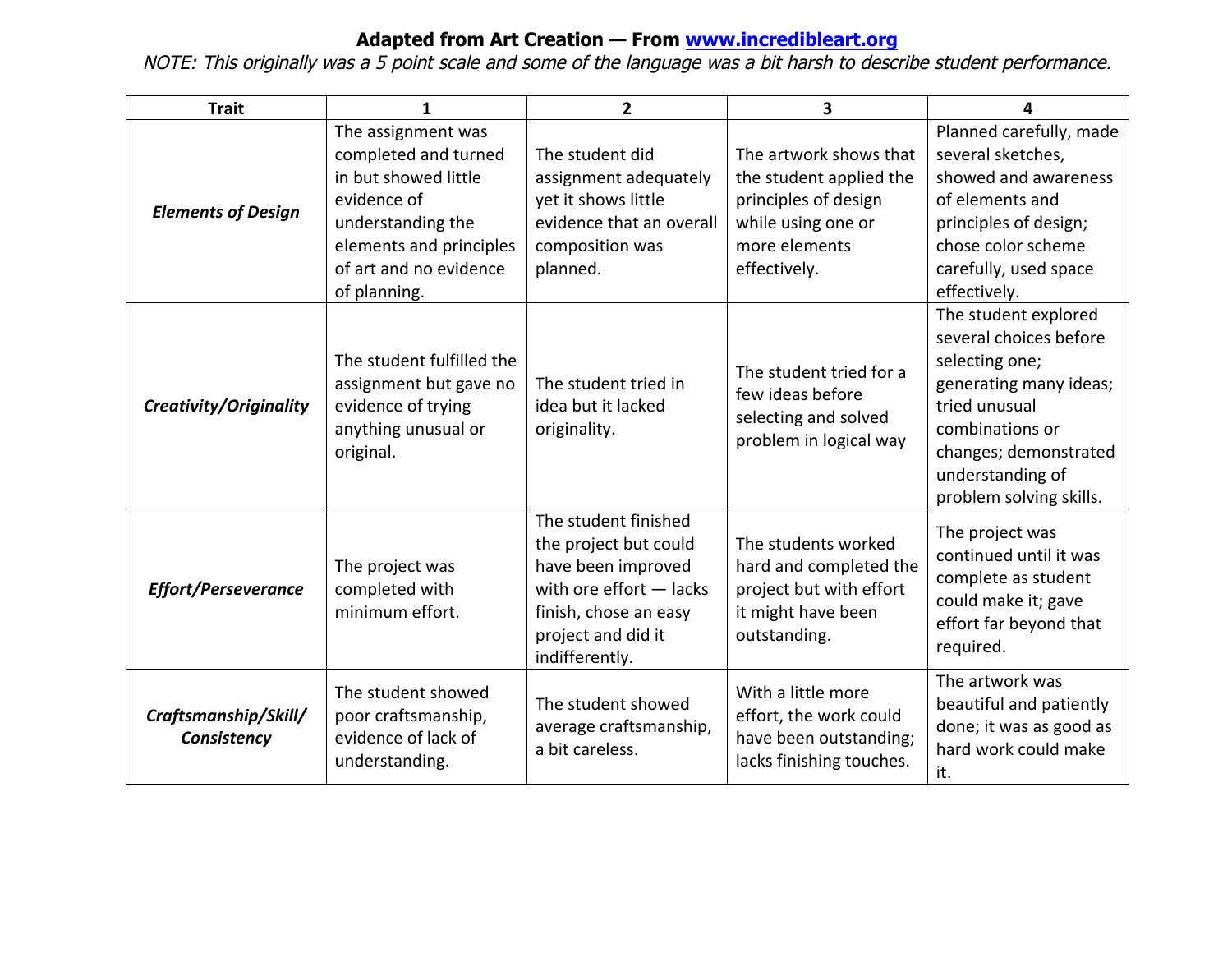**Adapted from Art Creation — From [www.incredibleart.org](http://www.incredibleart.org)**

*NOTE: This originally was a 5 point scale and some of the language was a bit harsh to describe student performance.*

| Trait | 1 | 2 | 3 | 4 |
|---|---|---|---|---|
| ***Elements of Design*** | The assignment was completed and turned in but showed little evidence of understanding the elements and principles of art and no evidence of planning. | The student did assignment adequately yet it shows little evidence that an overall composition was planned. | The artwork shows that the student applied the principles of design while using one or more elements effectively. | Planned carefully, made several sketches, showed and awareness of elements and principles of design; chose color scheme carefully, used space effectively. |
| ***Creativity/Originality*** | The student fulfilled the assignment but gave no evidence of trying anything unusual or original. | The student tried in idea but it lacked originality. | The student tried for a few ideas before selecting and solved problem in logical way | The student explored several choices before selecting one; generating many ideas; tried unusual combinations or changes; demonstrated understanding of problem solving skills. |
| ***Effort/Perseverance*** | The project was completed with minimum effort. | The student finished the project but could have been improved with ore effort — lacks finish, chose an easy project and did it indifferently. | The students worked hard and completed the project but with effort it might have been outstanding. | The project was continued until it was complete as student could make it; gave effort far beyond that required. |
| ***Craftsmanship/Skill/ Consistency*** | The student showed poor craftsmanship, evidence of lack of understanding. | The student showed average craftsmanship, a bit careless. | With a little more effort, the work could have been outstanding; lacks finishing touches. | The artwork was beautiful and patiently done; it was as good as hard work could make it. |